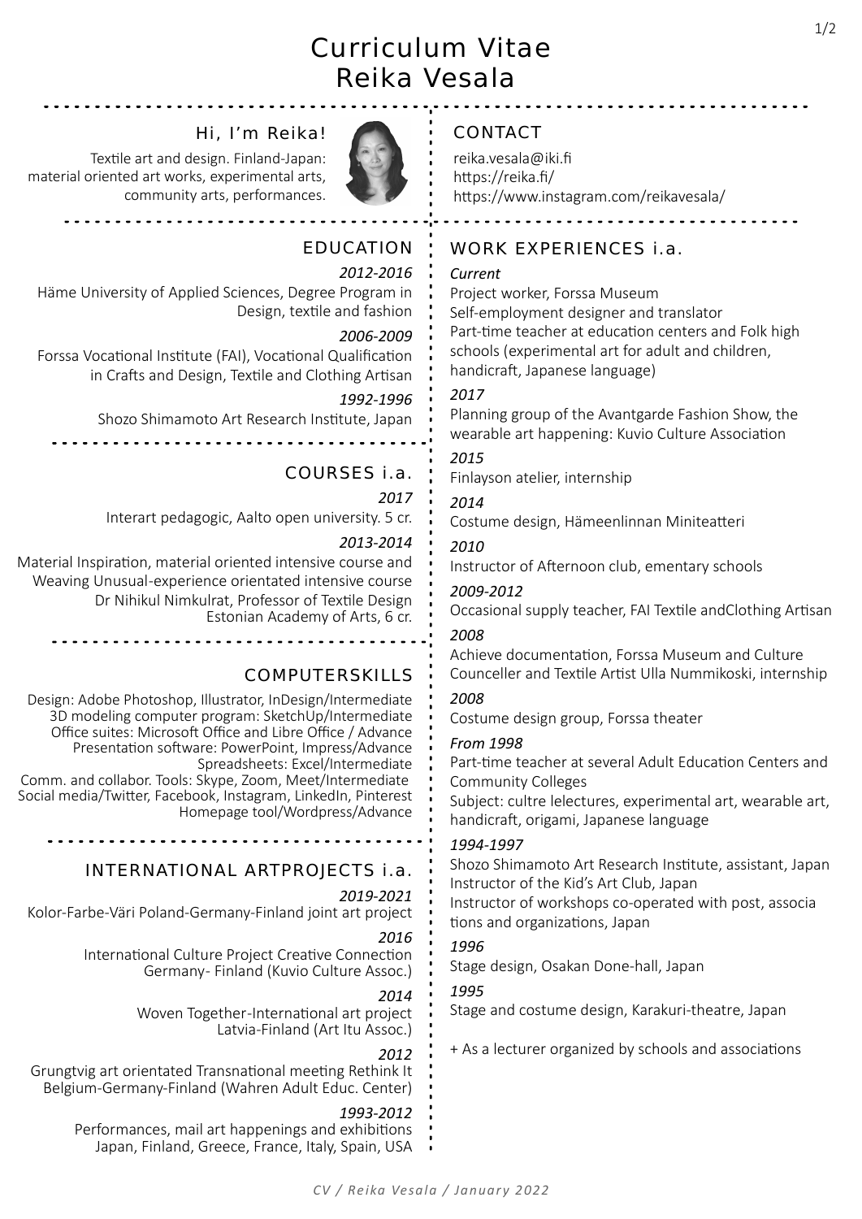# Curriculum Vitae
# Reika Vesala

## Hi, I'm Reika!

Textile art and design. Finland-Japan: material oriented art works, experimental arts, community arts, performances.

## CONTACT

reika.vesala@iki.fi
https://reika.fi/
https://www.instagram.com/reikavesala/

## EDUCATION

*2012-2016*
Häme University of Applied Sciences, Degree Program in Design, textile and fashion

*2006-2009*
Forssa Vocational Institute (FAI), Vocational Qualification in Crafts and Design, Textile and Clothing Artisan

*1992-1996*
Shozo Shimamoto Art Research Institute, Japan

## COURSES i.a.

*2017*
Interart pedagogic, Aalto open university. 5 cr.

*2013-2014*
Material Inspiration, material oriented intensive course and Weaving Unusual-experience orientated intensive course
Dr Nihikul Nimkulrat, Professor of Textile Design
Estonian Academy of Arts, 6 cr.

## COMPUTERSKILLS

Design: Adobe Photoshop, Illustrator, InDesign/Intermediate
3D modeling computer program: SketchUp/Intermediate
Office suites: Microsoft Office and Libre Office / Advance
Presentation software: PowerPoint, Impress/Advance
Spreadsheets: Excel/Intermediate
Comm. and collabor. Tools: Skype, Zoom, Meet/Intermediate
Social media/Twitter, Facebook, Instagram, LinkedIn, Pinterest
Homepage tool/Wordpress/Advance

## INTERNATIONAL ARTPROJECTS i.a.

*2019-2021*
Kolor-Farbe-Väri Poland-Germany-Finland joint art project

*2016*
International Culture Project Creative Connection Germany- Finland (Kuvio Culture Assoc.)

*2014*
Woven Together-International art project Latvia-Finland (Art Itu Assoc.)

*2012*
Grungtvig art orientated Transnational meeting Rethink It Belgium-Germany-Finland (Wahren Adult Educ. Center)

*1993-2012*
Performances, mail art happenings and exhibitions Japan, Finland, Greece, France, Italy, Spain, USA

## WORK EXPERIENCES i.a.

*Current*
Project worker, Forssa Museum
Self-employment designer and translator
Part-time teacher at education centers and Folk high schools (experimental art for adult and children, handicraft, Japanese language)

*2017*
Planning group of the Avantgarde Fashion Show, the wearable art happening: Kuvio Culture Association

*2015*
Finlayson atelier, internship

*2014*
Costume design, Hämeenlinnan Miniteatteri

*2010*
Instructor of Afternoon club, ementary schools

*2009-2012*
Occasional supply teacher, FAI Textile andClothing Artisan

*2008*
Achieve documentation, Forssa Museum and Culture Counceller and Textile Artist Ulla Nummikoski, internship

*2008*
Costume design group, Forssa theater

*From 1998*
Part-time teacher at several Adult Education Centers and Community Colleges
Subject: cultre lelectures, experimental art, wearable art, handicraft, origami, Japanese language

*1994-1997*
Shozo Shimamoto Art Research Institute, assistant, Japan
Instructor of the Kid's Art Club, Japan
Instructor of workshops co-operated with post, associa tions and organizations, Japan

*1996*
Stage design, Osakan Done-hall, Japan

*1995*
Stage and costume design, Karakuri-theatre, Japan

+ As a lecturer organized by schools and associations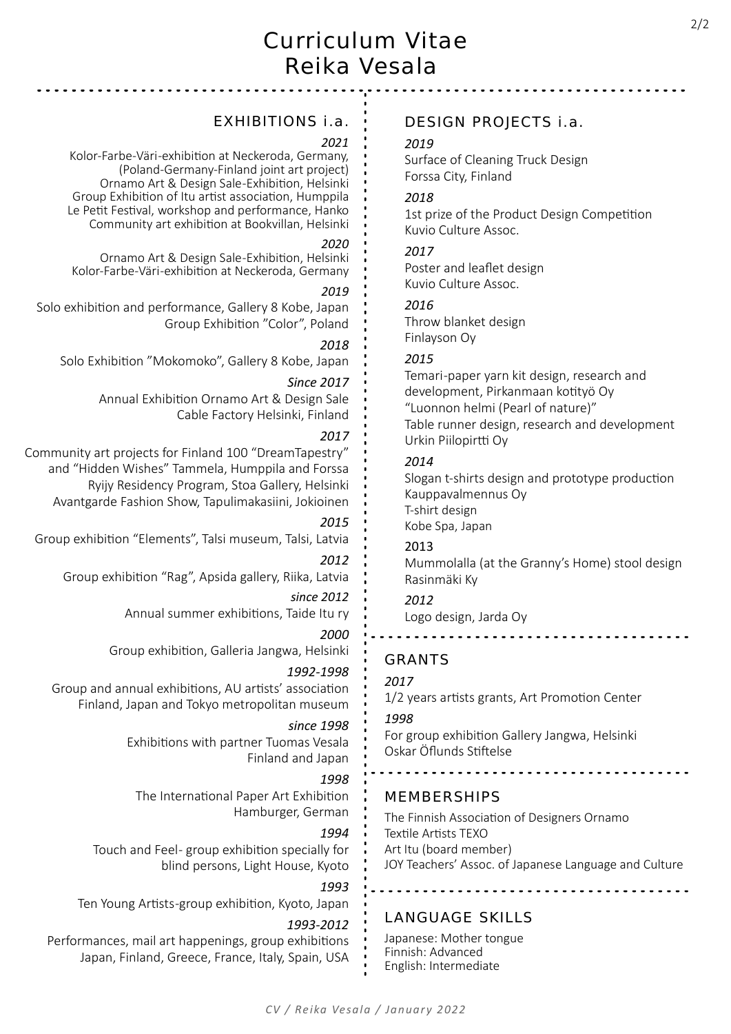# Curriculum Vitae
# Reika Vesala

## EXHIBITIONS i.a.

*2021*

Kolor-Farbe-Väri-exhibition at Neckeroda, Germany, (Poland-Germany-Finland joint art project)
Ornamo Art & Design Sale-Exhibition, Helsinki
Group Exhibition of Itu artist association, Humppila
Le Petit Festival, workshop and performance, Hanko
Community art exhibition at Bookvillan, Helsinki

*2020*

Ornamo Art & Design Sale-Exhibition, Helsinki
Kolor-Farbe-Väri-exhibition at Neckeroda, Germany

*2019*

Solo exhibition and performance, Gallery 8 Kobe, Japan
Group Exhibition ”Color”, Poland

*2018*

Solo Exhibition ”Mokomoko”, Gallery 8 Kobe, Japan

*Since 2017*

Annual Exhibition Ornamo Art & Design Sale
Cable Factory Helsinki, Finland

*2017*

Community art projects for Finland 100 “DreamTapestry” and “Hidden Wishes” Tammela, Humppila and Forssa
Ryijy Residency Program, Stoa Gallery, Helsinki
Avantgarde Fashion Show, Tapulimakasiini, Jokioinen

*2015*

Group exhibition “Elements”, Talsi museum, Talsi, Latvia

*2012*

Group exhibition “Rag”, Apsida gallery, Riika, Latvia

*since 2012*

Annual summer exhibitions, Taide Itu ry

*2000*

Group exhibition, Galleria Jangwa, Helsinki

*1992-1998*

Group and annual exhibitions, AU artists’ association
Finland, Japan and Tokyo metropolitan museum

*since 1998*

Exhibitions with partner Tuomas Vesala
Finland and Japan

*1998*

The International Paper Art Exhibition
Hamburger, German

*1994*

Touch and Feel- group exhibition specially for blind persons, Light House, Kyoto

*1993*

Ten Young Artists-group exhibition, Kyoto, Japan

*1993-2012*

Performances, mail art happenings, group exhibitions
Japan, Finland, Greece, France, Italy, Spain, USA

## DESIGN PROJECTS i.a.

*2019*

Surface of Cleaning Truck Design
Forssa City, Finland

*2018*

1st prize of the Product Design Competition
Kuvio Culture Assoc.

*2017*

Poster and leaflet design
Kuvio Culture Assoc.

*2016*

Throw blanket design
Finlayson Oy

*2015*

Temari-paper yarn kit design, research and development, Pirkanmaan kotityö Oy
“Luonnon helmi (Pearl of nature)”
Table runner design, research and development
Urkin Piilopirtti Oy

*2014*

Slogan t-shirts design and prototype production
Kauppavalmennus Oy
T-shirt design
Kobe Spa, Japan

2013

Mummolalla (at the Granny’s Home) stool design
Rasinmäki Ky

*2012*

Logo design, Jarda Oy

## GRANTS

*2017*

1/2 years artists grants, Art Promotion Center

*1998*

For group exhibition Gallery Jangwa, Helsinki
Oskar Öflunds Stiftelse

## MEMBERSHIPS

The Finnish Association of Designers Ornamo
Textile Artists TEXO
Art Itu (board member)
JOY Teachers’ Assoc. of Japanese Language and Culture

## LANGUAGE SKILLS

Japanese: Mother tongue
Finnish: Advanced
English: Intermediate

*CV / Reika Vesala / January 2022*